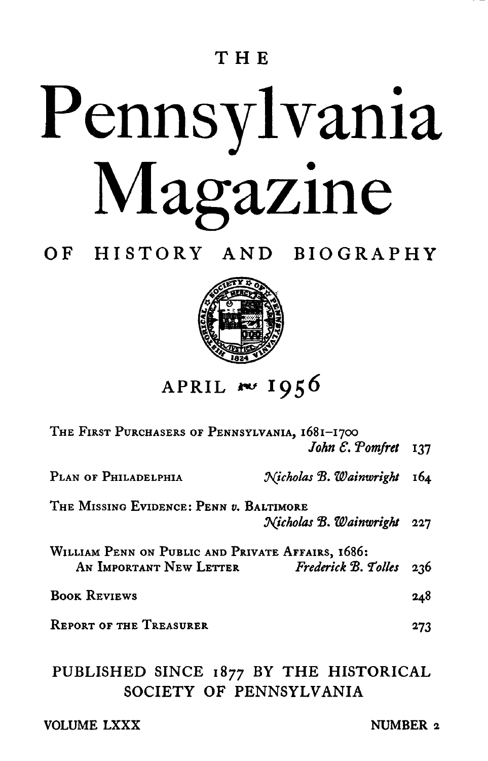THE

# Pennsylvania Magazine

## OF HISTORY AND BIOGRAPHY

APRIL 1956

| | | |
|---|---|---|
| The First Purchasers of Pennsylvania, 1681–1700 | *John E. Pomfret* | 137 |
| Plan of Philadelphia | *Nicholas B. Wainwright* | 164 |
| The Missing Evidence: Penn *v.* Baltimore | *Nicholas B. Wainwright* | 227 |
| William Penn on Public and Private Affairs, 1686: An Important New Letter | *Frederick B. Tolles* | 236 |
| Book Reviews | | 248 |
| Report of the Treasurer | | 273 |

PUBLISHED SINCE 1877 BY THE HISTORICAL SOCIETY OF PENNSYLVANIA

VOLUME LXXX NUMBER 2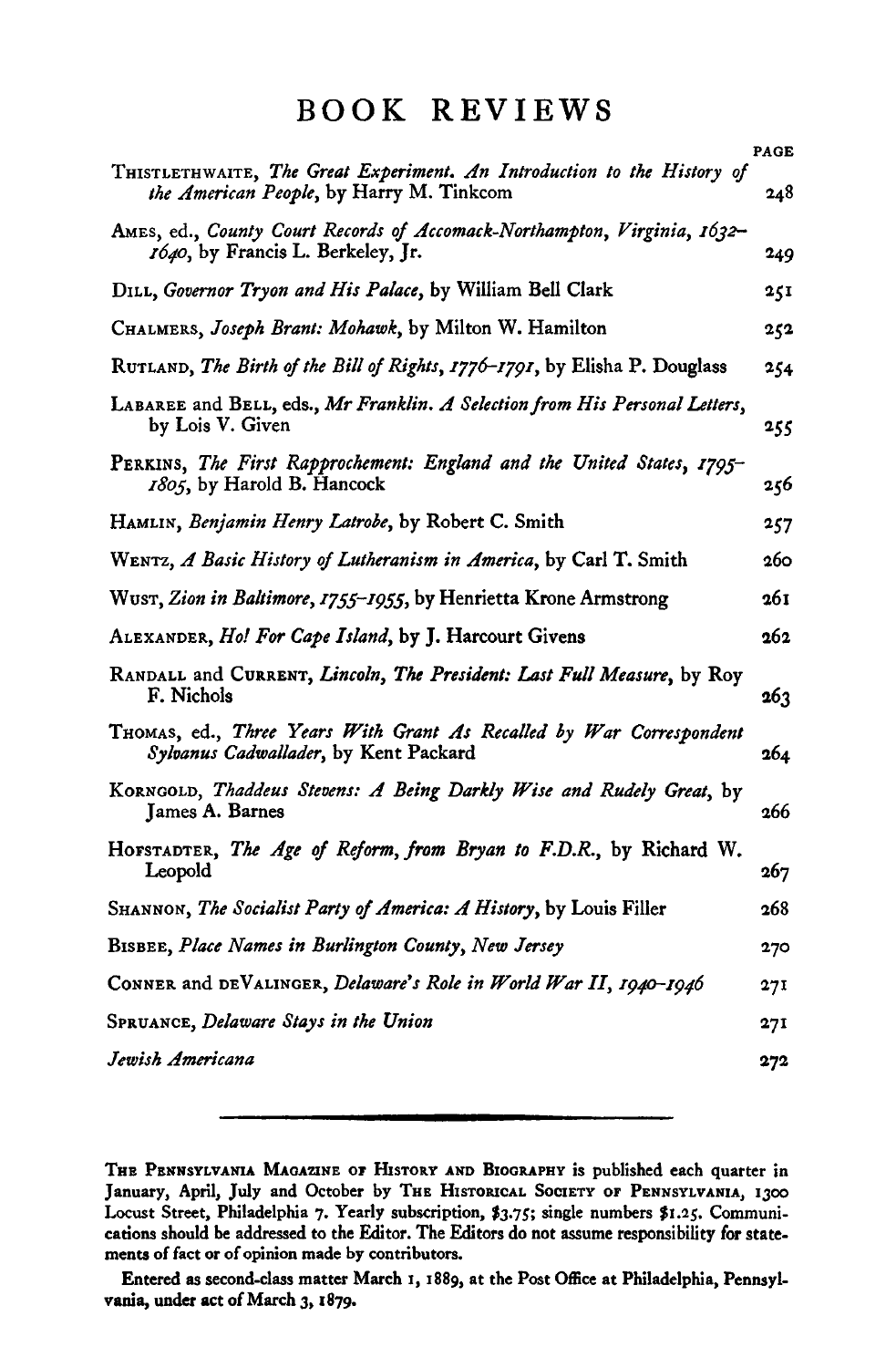# BOOK REVIEWS

| | PAGE |
|---|---|
| THISTLETHWAITE, *The Great Experiment. An Introduction to the History of the American People*, by Harry M. Tinkcom | 248 |
| AMES, ed., *County Court Records of Accomack-Northampton, Virginia, 1632–1640*, by Francis L. Berkeley, Jr. | 249 |
| DILL, *Governor Tryon and His Palace*, by William Bell Clark | 251 |
| CHALMERS, *Joseph Brant: Mohawk*, by Milton W. Hamilton | 252 |
| RUTLAND, *The Birth of the Bill of Rights, 1776–1791*, by Elisha P. Douglass | 254 |
| LABAREE and BELL, eds., *Mr Franklin. A Selection from His Personal Letters*, by Lois V. Given | 255 |
| PERKINS, *The First Rapprochement: England and the United States, 1795–1805*, by Harold B. Hancock | 256 |
| HAMLIN, *Benjamin Henry Latrobe*, by Robert C. Smith | 257 |
| WENTZ, *A Basic History of Lutheranism in America*, by Carl T. Smith | 260 |
| WUST, *Zion in Baltimore, 1755–1955*, by Henrietta Krone Armstrong | 261 |
| ALEXANDER, *Ho! For Cape Island*, by J. Harcourt Givens | 262 |
| RANDALL and CURRENT, *Lincoln, The President: Last Full Measure*, by Roy F. Nichols | 263 |
| THOMAS, ed., *Three Years With Grant As Recalled by War Correspondent Sylvanus Cadwallader*, by Kent Packard | 264 |
| KORNGOLD, *Thaddeus Stevens: A Being Darkly Wise and Rudely Great*, by James A. Barnes | 266 |
| HOFSTADTER, *The Age of Reform, from Bryan to F.D.R.*, by Richard W. Leopold | 267 |
| SHANNON, *The Socialist Party of America: A History*, by Louis Filler | 268 |
| BISBEE, *Place Names in Burlington County, New Jersey* | 270 |
| CONNER and DEVALINGER, *Delaware's Role in World War II, 1940–1946* | 271 |
| SPRUANCE, *Delaware Stays in the Union* | 271 |
| *Jewish Americana* | 272 |

---

THE PENNSYLVANIA MAGAZINE OF HISTORY AND BIOGRAPHY is published each quarter in January, April, July and October by THE HISTORICAL SOCIETY OF PENNSYLVANIA, 1300 Locust Street, Philadelphia 7. Yearly subscription, $3.75; single numbers $1.25. Communications should be addressed to the Editor. The Editors do not assume responsibility for statements of fact or of opinion made by contributors.

Entered as second-class matter March 1, 1889, at the Post Office at Philadelphia, Pennsylvania, under act of March 3, 1879.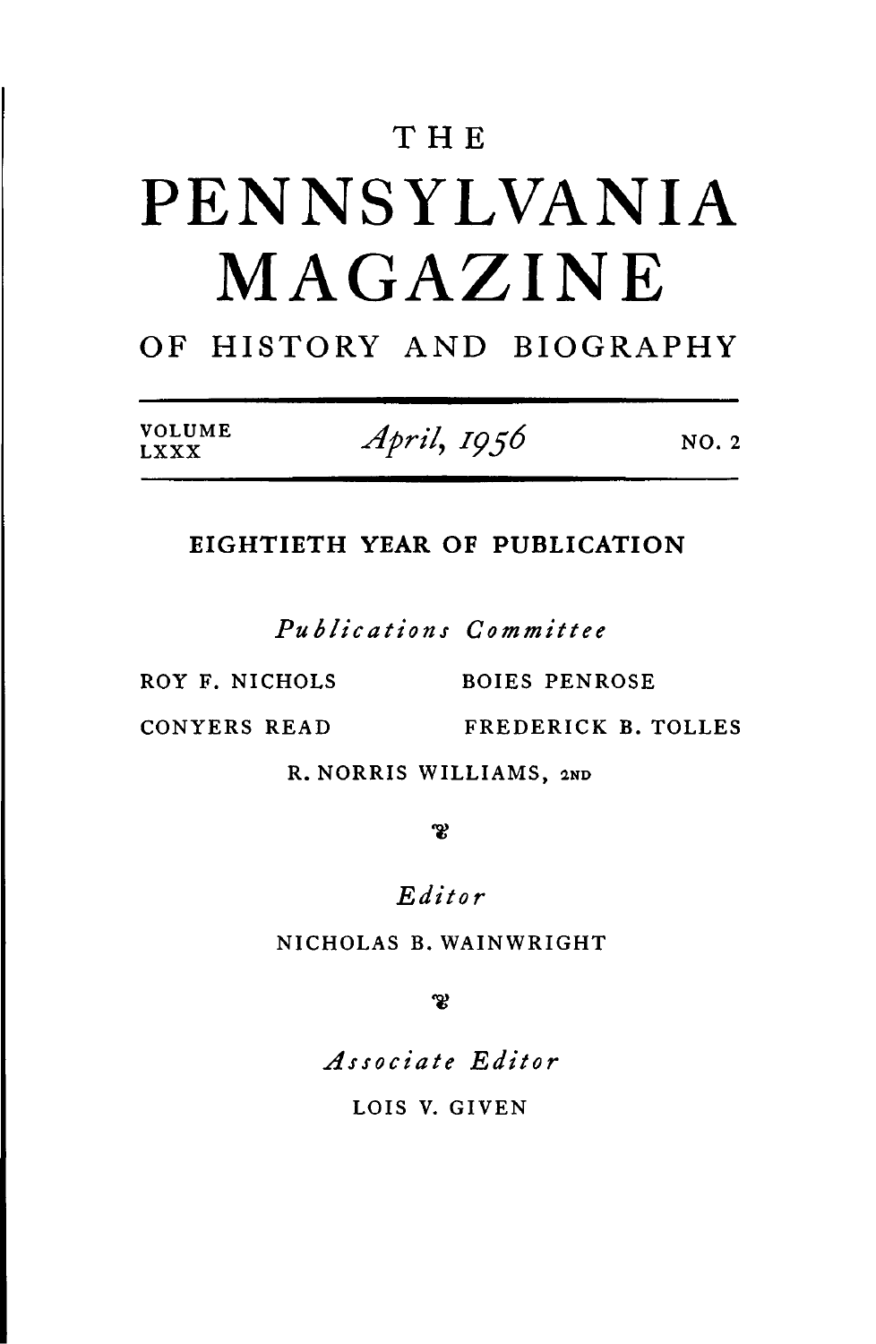# THE PENNSYLVANIA MAGAZINE

## OF HISTORY AND BIOGRAPHY

---

VOLUME LXXX | *April, 1956* | NO. 2

---

EIGHTIETH YEAR OF PUBLICATION

*Publications Committee*

ROY F. NICHOLS BOIES PENROSE

CONYERS READ FREDERICK B. TOLLES

R. NORRIS WILLIAMS, 2ND

*Editor*

NICHOLAS B. WAINWRIGHT

*Associate Editor*

LOIS V. GIVEN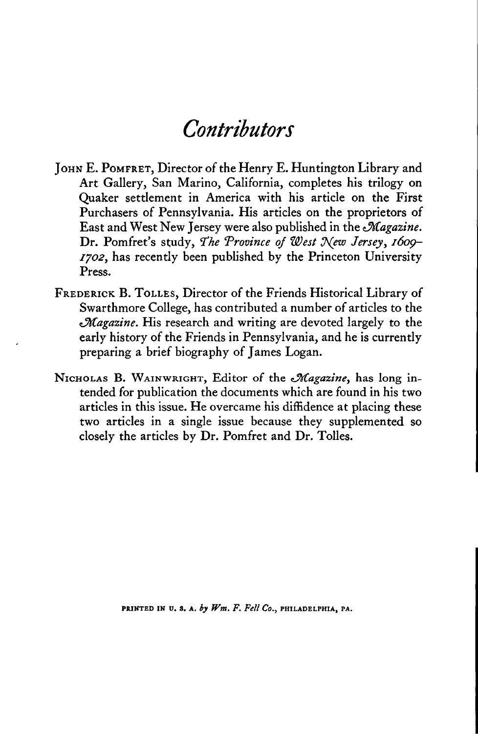# *Contributors*

JOHN E. POMFRET, Director of the Henry E. Huntington Library and Art Gallery, San Marino, California, completes his trilogy on Quaker settlement in America with his article on the First Purchasers of Pennsylvania. His articles on the proprietors of East and West New Jersey were also published in the *Magazine*. Dr. Pomfret's study, *The Province of West New Jersey, 1609–1702*, has recently been published by the Princeton University Press.

FREDERICK B. TOLLES, Director of the Friends Historical Library of Swarthmore College, has contributed a number of articles to the *Magazine*. His research and writing are devoted largely to the early history of the Friends in Pennsylvania, and he is currently preparing a brief biography of James Logan.

NICHOLAS B. WAINWRIGHT, Editor of the *Magazine*, has long intended for publication the documents which are found in his two articles in this issue. He overcame his diffidence at placing these two articles in a single issue because they supplemented so closely the articles by Dr. Pomfret and Dr. Tolles.

PRINTED IN U. S. A. *by Wm. F. Fell Co.*, PHILADELPHIA, PA.